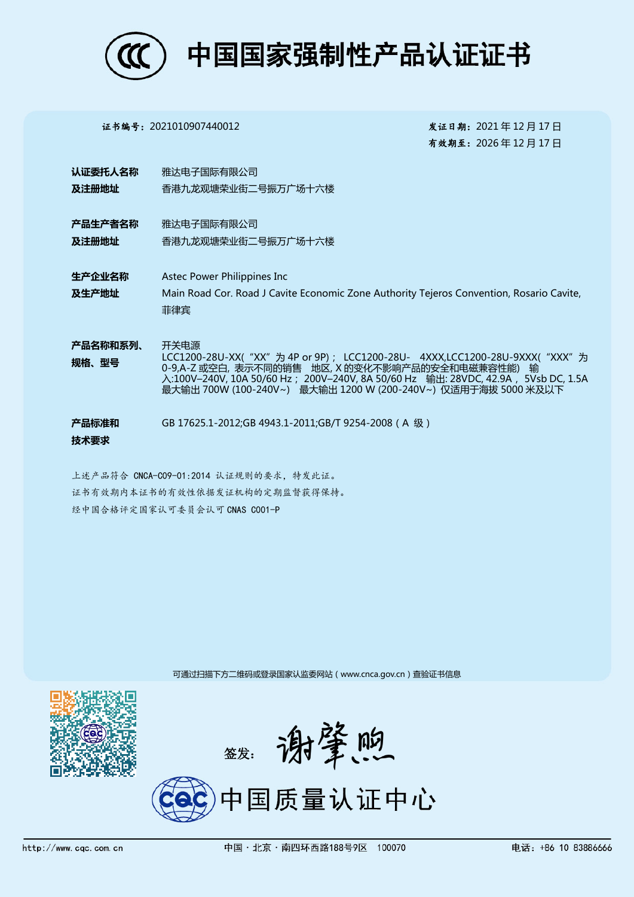# 中国国家强制性产品认证证书

**证书编号：**2021010907440012

**发证日期：**2021 年 12 月 17 日
**有效期至：**2026 年 12 月 17 日

**认证委托人名称及注册地址**
雅达电子国际有限公司
香港九龙观塘荣业街二号振万广场十六楼

**产品生产者名称及注册地址**
雅达电子国际有限公司
香港九龙观塘荣业街二号振万广场十六楼

**生产企业名称及生产地址**
Astec Power Philippines Inc
Main Road Cor. Road J Cavite Economic Zone Authority Tejeros Convention, Rosario Cavite, 菲律宾

**产品名称和系列、规格、型号**
开关电源
LCC1200-28U-XX(“XX”为 4P or 9P)； LCC1200-28U- 4XXX,LCC1200-28U-9XXX(“XXX”为 0-9,A-Z 或空白，表示不同的销售 地区, X 的变化不影响产品的安全和电磁兼容性能) 输入:100V–240V, 10A 50/60 Hz； 200V–240V, 8A 50/60 Hz 输出: 28VDC, 42.9A， 5Vsb DC, 1.5A 最大输出 700W (100-240V~) 最大输出 1200 W (200-240V~) 仅适用于海拔 5000 米及以下

**产品标准和技术要求**
GB 17625.1-2012;GB 4943.1-2011;GB/T 9254-2008（A 级）

上述产品符合 CNCA-C09-01:2014 认证规则的要求，特发此证。
证书有效期内本证书的有效性依据发证机构的定期监督获得保持。
经中国合格评定国家认可委员会认可 CNAS C001-P

可通过扫描下方二维码或登录国家认监委网站（www.cnca.gov.cn）查验证书信息

签发：谢肇煦

中国质量认证中心

http://www.cqc.com.cn　　中国·北京·南四环西路188号9区　100070　　电话：+86 10 83886666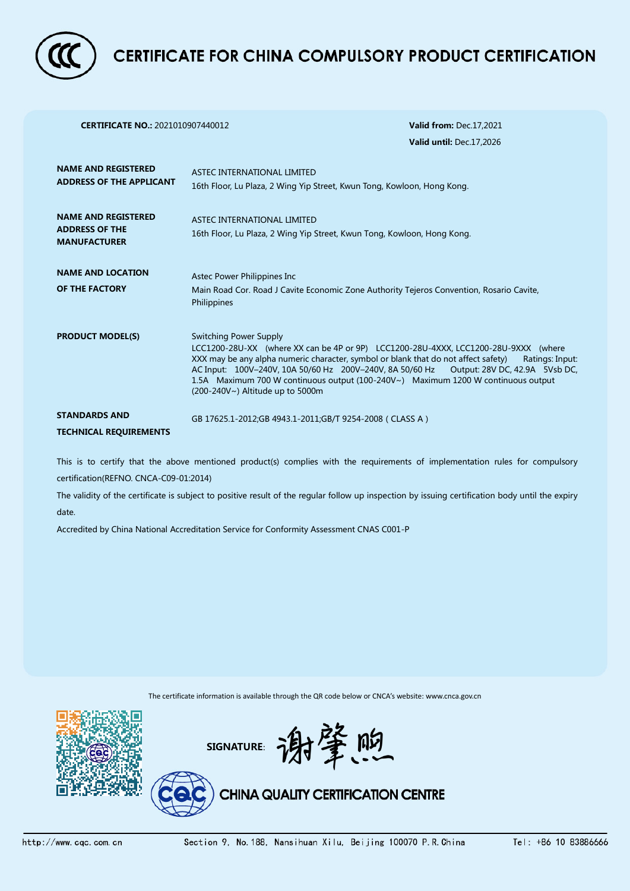# CERTIFICATE FOR CHINA COMPULSORY PRODUCT CERTIFICATION

**CERTIFICATE NO.:** 2021010907440012

**Valid from:** Dec.17,2021

**Valid until:** Dec.17,2026

| | |
|---|---|
| **NAME AND REGISTERED ADDRESS OF THE APPLICANT** | ASTEC INTERNATIONAL LIMITED<br>16th Floor, Lu Plaza, 2 Wing Yip Street, Kwun Tong, Kowloon, Hong Kong. |
| **NAME AND REGISTERED ADDRESS OF THE MANUFACTURER** | ASTEC INTERNATIONAL LIMITED<br>16th Floor, Lu Plaza, 2 Wing Yip Street, Kwun Tong, Kowloon, Hong Kong. |
| **NAME AND LOCATION OF THE FACTORY** | Astec Power Philippines Inc<br>Main Road Cor. Road J Cavite Economic Zone Authority Tejeros Convention, Rosario Cavite, Philippines |
| **PRODUCT MODEL(S)** | Switching Power Supply<br>LCC1200-28U-XX (where XX can be 4P or 9P) LCC1200-28U-4XXX, LCC1200-28U-9XXX (where XXX may be any alpha numeric character, symbol or blank that do not affect safety) Ratings: Input: AC Input: 100V–240V, 10A 50/60 Hz 200V–240V, 8A 50/60 Hz Output: 28V DC, 42.9A 5Vsb DC, 1.5A Maximum 700 W continuous output (100-240V~) Maximum 1200 W continuous output (200-240V~) Altitude up to 5000m |
| **STANDARDS AND TECHNICAL REQUIREMENTS** | GB 17625.1-2012;GB 4943.1-2011;GB/T 9254-2008 ( CLASS A ) |

This is to certify that the above mentioned product(s) complies with the requirements of implementation rules for compulsory certification(REFNO. CNCA-C09-01:2014)

The validity of the certificate is subject to positive result of the regular follow up inspection by issuing certification body until the expiry date.

Accredited by China National Accreditation Service for Conformity Assessment CNAS C001-P

The certificate information is available through the QR code below or CNCA's website: www.cnca.gov.cn

**SIGNATURE**: 谢肇煦

CHINA QUALITY CERTIFICATION CENTRE

http://www.cqc.com.cn Section 9, No.188, Nansihuan Xilu, Beijing 100070 P.R.China Tel: +86 10 83886666